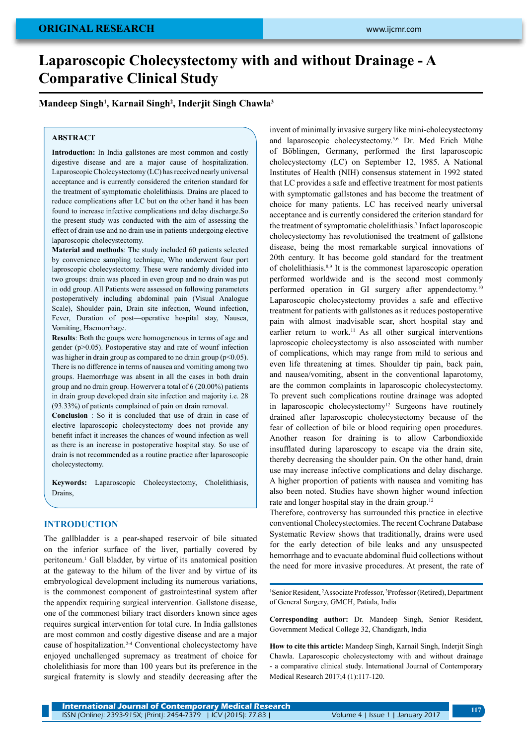ORIGINAL RESEARCH

# Laparoscopic Cholecystectomy with and without Drainage - A Comparative Clinical Study

**Mandeep Singh[1], Karnail Singh[2], Inderjit Singh Chawla[3]**

## ABSTRACT

**Introduction:** In India gallstones are most common and costly digestive disease and are a major cause of hospitalization. Laparoscopic Cholecystectomy (LC) has received nearly universal acceptance and is currently considered the criterion standard for the treatment of symptomatic cholelithiasis. Drains are placed to reduce complications after LC but on the other hand it has been found to increase infective complications and delay discharge.So the present study was conducted with the aim of assessing the effect of drain use and no drain use in patients undergoing elective laparoscopic cholecystectomy.

**Material and methods**: The study included 60 patients selected by convenience sampling technique, Who underwent four port laproscopic cholecystectomy. These were randomly divided into two groups: drain was placed in even group and no drain was put in odd group. All Patients were assessed on following parameters postoperatively including abdominal pain (Visual Analogue Scale), Shoulder pain, Drain site infection, Wound infection, Fever, Duration of post—operative hospital stay, Nausea, Vomiting, Haemorrhage.

**Results**: Both the goups were homogenous in terms of age and gender ($p>0.05$). Postoperative stay and rate of wounf infection was higher in drain group as compared to no drain group ($p<0.05$). There is no difference in terms of nausea and vomiting among two groups. Haemorrhage was absent in all the cases in both drain group and no drain group. Howerver a total of 6 (20.00%) patients in drain group developed drain site infection and majority i.e. 28 (93.33%) of patients complained of pain on drain removal.

**Conclusion** : So it is concluded that use of drain in case of elective laparoscopic cholecystectomy does not provide any benefit infact it increases the chances of wound infection as well as there is an increase in postoperative hospital stay. So use of drain is not recommended as a routine practice after laparoscopic cholecystectomy.

**Keywords:** Laparoscopic Cholecystectomy, Cholelithiasis, Drains,

## INTRODUCTION

The gallbladder is a pear-shaped reservoir of bile situated on the inferior surface of the liver, partially covered by peritoneum.[1] Gall bladder, by virtue of its anatomical position at the gateway to the hilum of the liver and by virtue of its embryological development including its numerous variations, is the commonest component of gastrointestinal system after the appendix requiring surgical intervention. Gallstone disease, one of the commonest biliary tract disorders known since ages requires surgical intervention for total cure. In India gallstones are most common and costly digestive disease and are a major cause of hospitalization.[2-4] Conventional cholecystectomy have enjoyed unchallenged supremacy as treatment of choice for cholelithiasis for more than 100 years but its preference in the surgical fraternity is slowly and steadily decreasing after the invent of minimally invasive surgery like mini-cholecystectomy and laparoscopic cholecystectomy.[5,6] Dr. Med Erich Mühe of Böblingen, Germany, performed the first laparoscopic cholecystectomy (LC) on September 12, 1985. A National Institutes of Health (NIH) consensus statement in 1992 stated that LC provides a safe and effective treatment for most patients with symptomatic gallstones and has become the treatment of choice for many patients. LC has received nearly universal acceptance and is currently considered the criterion standard for the treatment of symptomatic cholelithiasis.[7] Infact laparoscopic cholecystectomy has revolutionised the treatment of gallstone disease, being the most remarkable surgical innovations of 20th century. It has become gold standard for the treatment of cholelithiasis.[8,9] It is the commonest laparoscopic operation performed worldwide and is the second most commonly performed operation in GI surgery after appendectomy.[10] Laparoscopic cholecystectomy provides a safe and effective treatment for patients with gallstones as it reduces postoperative pain with almost inadvisable scar, short hospital stay and earlier return to work.[11] As all other surgical interventions laproscopic cholecystectomy is also assosciated with number of complications, which may range from mild to serious and even life threatening at times. Shoulder tip pain, back pain, and nausea/vomiting, absent in the conventional laparotomy, are the common complaints in laparoscopic cholecystectomy. To prevent such complications routine drainage was adopted in laparoscopic cholecystectomy[12] Surgeons have routinely drained after laparoscopic cholecystectomy because of the fear of collection of bile or blood requiring open procedures. Another reason for draining is to allow Carbondioxide insufflated during laparoscopy to escape via the drain site, thereby decreasing the shoulder pain. On the other hand, drain use may increase infective complications and delay discharge. A higher proportion of patients with nausea and vomiting has also been noted. Studies have shown higher wound infection rate and longer hospital stay in the drain group.[12]

Therefore, controversy has surrounded this practice in elective conventional Cholecystectomies. The recent Cochrane Database Systematic Review shows that traditionally, drains were used for the early detection of bile leaks and any unsuspected hemorrhage and to evacuate abdominal fluid collections without the need for more invasive procedures. At present, the rate of

[1]Senior Resident, [2]Associate Professor, [3]Professor (Retired), Department of General Surgery, GMCH, Patiala, India

**Corresponding author:** Dr. Mandeep Singh, Senior Resident, Government Medical College 32, Chandigarh, India

**How to cite this article:** Mandeep Singh, Karnail Singh, Inderjit Singh Chawla. Laparoscopic cholecystectomy with and without drainage - a comparative clinical study. International Journal of Contemporary Medical Research 2017;4 (1):117-120.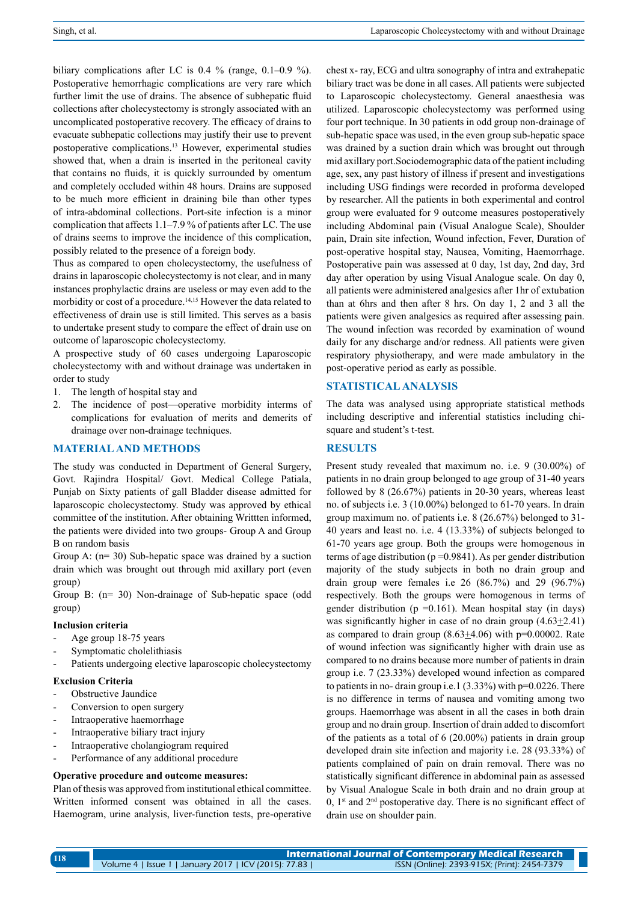biliary complications after LC is 0.4 % (range, 0.1–0.9 %). Postoperative hemorrhagic complications are very rare which further limit the use of drains. The absence of subhepatic fluid collections after cholecystectomy is strongly associated with an uncomplicated postoperative recovery. The efficacy of drains to evacuate subhepatic collections may justify their use to prevent postoperative complications.[13] However, experimental studies showed that, when a drain is inserted in the peritoneal cavity that contains no fluids, it is quickly surrounded by omentum and completely occluded within 48 hours. Drains are supposed to be much more efficient in draining bile than other types of intra-abdominal collections. Port-site infection is a minor complication that affects 1.1–7.9 % of patients after LC. The use of drains seems to improve the incidence of this complication, possibly related to the presence of a foreign body.

Thus as compared to open cholecystectomy, the usefulness of drains in laparoscopic cholecystectomy is not clear, and in many instances prophylactic drains are useless or may even add to the morbidity or cost of a procedure.[14,15] However the data related to effectiveness of drain use is still limited. This serves as a basis to undertake present study to compare the effect of drain use on outcome of laparoscopic cholecystectomy.

A prospective study of 60 cases undergoing Laparoscopic cholecystectomy with and without drainage was undertaken in order to study

1. The length of hospital stay and
2. The incidence of post—operative morbidity interms of complications for evaluation of merits and demerits of drainage over non-drainage techniques.

## MATERIAL AND METHODS

The study was conducted in Department of General Surgery, Govt. Rajindra Hospital/ Govt. Medical College Patiala, Punjab on Sixty patients of gall Bladder disease admitted for laparoscopic cholecystectomy. Study was approved by ethical committee of the institution. After obtaining Writtten informed, the patients were divided into two groups- Group A and Group B on random basis

Group A: (n= 30) Sub-hepatic space was drained by a suction drain which was brought out through mid axillary port (even group)

Group B: (n= 30) Non-drainage of Sub-hepatic space (odd group)

**Inclusion criteria**

- Age group 18-75 years
- Symptomatic cholelithiasis
- Patients undergoing elective laparoscopic cholecystectomy

**Exclusion Criteria**

- Obstructive Jaundice
- Conversion to open surgery
- Intraoperative haemorrhage
- Intraoperative biliary tract injury
- Intraoperative cholangiogram required
- Performance of any additional procedure

**Operative procedure and outcome measures:**

Plan of thesis was approved from institutional ethical committee. Written informed consent was obtained in all the cases. Haemogram, urine analysis, liver-function tests, pre-operative chest x- ray, ECG and ultra sonography of intra and extrahepatic biliary tract was be done in all cases. All patients were subjected to Laparoscopic cholecystectomy. General anaesthesia was utilized. Laparoscopic cholecystectomy was performed using four port technique. In 30 patients in odd group non-drainage of sub-hepatic space was used, in the even group sub-hepatic space was drained by a suction drain which was brought out through mid axillary port.Sociodemographic data of the patient including age, sex, any past history of illness if present and investigations including USG findings were recorded in proforma developed by researcher. All the patients in both experimental and control group were evaluated for 9 outcome measures postoperatively including Abdominal pain (Visual Analogue Scale), Shoulder pain, Drain site infection, Wound infection, Fever, Duration of post-operative hospital stay, Nausea, Vomiting, Haemorrhage. Postoperative pain was assessed at 0 day, 1st day, 2nd day, 3rd day after operation by using Visual Analogue scale. On day 0, all patients were administered analgesics after 1hr of extubation than at 6hrs and then after 8 hrs. On day 1, 2 and 3 all the patients were given analgesics as required after assessing pain. The wound infection was recorded by examination of wound daily for any discharge and/or redness. All patients were given respiratory physiotherapy, and were made ambulatory in the post-operative period as early as possible.

## STATISTICAL ANALYSIS

The data was analysed using appropriate statistical methods including descriptive and inferential statistics including chi-square and student's t-test.

## RESULTS

Present study revealed that maximum no. i.e. 9 (30.00%) of patients in no drain group belonged to age group of 31-40 years followed by 8 (26.67%) patients in 20-30 years, whereas least no. of subjects i.e. 3 (10.00%) belonged to 61-70 years. In drain group maximum no. of patients i.e. 8 (26.67%) belonged to 31-40 years and least no. i.e. 4 (13.33%) of subjects belonged to 61-70 years age group. Both the groups were homogenous in terms of age distribution (p =0.9841). As per gender distribution majority of the study subjects in both no drain group and drain group were females i.e 26 (86.7%) and 29 (96.7%) respectively. Both the groups were homogenous in terms of gender distribution (p =0.161). Mean hospital stay (in days) was significantly higher in case of no drain group (4.63$\pm$2.41) as compared to drain group (8.63$\pm$4.06) with p=0.00002. Rate of wound infection was significantly higher with drain use as compared to no drains because more number of patients in drain group i.e. 7 (23.33%) developed wound infection as compared to patients in no- drain group i.e.1 (3.33%) with p=0.0226. There is no difference in terms of nausea and vomiting among two groups. Haemorrhage was absent in all the cases in both drain group and no drain group. Insertion of drain added to discomfort of the patients as a total of 6 (20.00%) patients in drain group developed drain site infection and majority i.e. 28 (93.33%) of patients complained of pain on drain removal. There was no statistically significant difference in abdominal pain as assessed by Visual Analogue Scale in both drain and no drain group at 0, 1st and 2nd postoperative day. There is no significant effect of drain use on shoulder pain.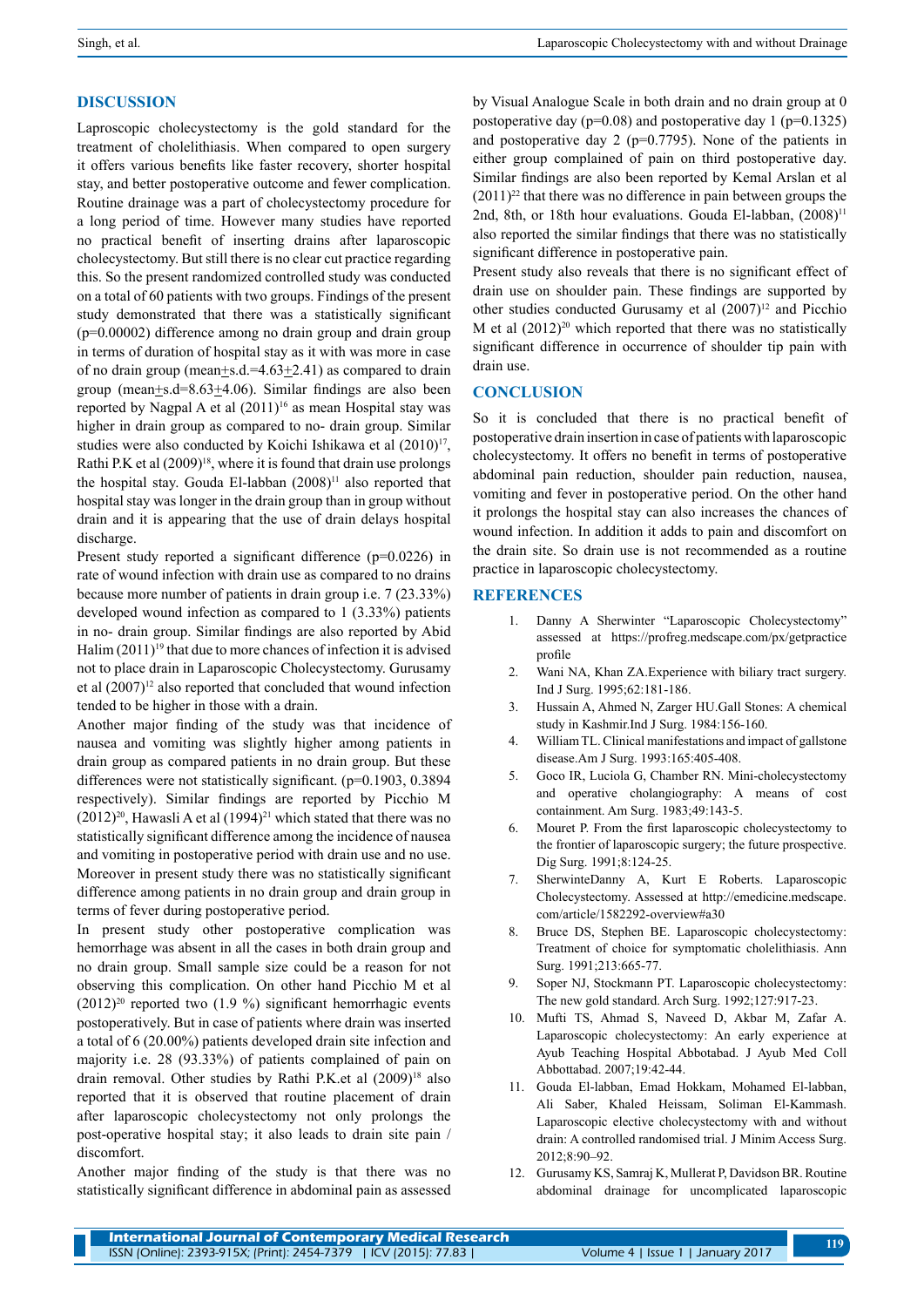## DISCUSSION

Laproscopic cholecystectomy is the gold standard for the treatment of cholelithiasis. When compared to open surgery it offers various benefits like faster recovery, shorter hospital stay, and better postoperative outcome and fewer complication. Routine drainage was a part of cholecystectomy procedure for a long period of time. However many studies have reported no practical benefit of inserting drains after laparoscopic cholecystectomy. But still there is no clear cut practice regarding this. So the present randomized controlled study was conducted on a total of 60 patients with two groups. Findings of the present study demonstrated that there was a statistically significant (p=0.00002) difference among no drain group and drain group in terms of duration of hospital stay as it with was more in case of no drain group (mean±s.d.=4.63±2.41) as compared to drain group (mean±s.d=8.63±4.06). Similar findings are also been reported by Nagpal A et al (2011)[16] as mean Hospital stay was higher in drain group as compared to no- drain group. Similar studies were also conducted by Koichi Ishikawa et al (2010)[17], Rathi P.K et al (2009)[18], where it is found that drain use prolongs the hospital stay. Gouda El-labban (2008)[11] also reported that hospital stay was longer in the drain group than in group without drain and it is appearing that the use of drain delays hospital discharge.

Present study reported a significant difference (p=0.0226) in rate of wound infection with drain use as compared to no drains because more number of patients in drain group i.e. 7 (23.33%) developed wound infection as compared to 1 (3.33%) patients in no- drain group. Similar findings are also reported by Abid Halim (2011)[19] that due to more chances of infection it is advised not to place drain in Laparoscopic Cholecystectomy. Gurusamy et al (2007)[12] also reported that concluded that wound infection tended to be higher in those with a drain.

Another major finding of the study was that incidence of nausea and vomiting was slightly higher among patients in drain group as compared patients in no drain group. But these differences were not statistically significant. (p=0.1903, 0.3894 respectively). Similar findings are reported by Picchio M (2012)[20], Hawasli A et al (1994)[21] which stated that there was no statistically significant difference among the incidence of nausea and vomiting in postoperative period with drain use and no use. Moreover in present study there was no statistically significant difference among patients in no drain group and drain group in terms of fever during postoperative period.

In present study other postoperative complication was hemorrhage was absent in all the cases in both drain group and no drain group. Small sample size could be a reason for not observing this complication. On other hand Picchio M et al (2012)[20] reported two (1.9 %) significant hemorrhagic events postoperatively. But in case of patients where drain was inserted a total of 6 (20.00%) patients developed drain site infection and majority i.e. 28 (93.33%) of patients complained of pain on drain removal. Other studies by Rathi P.K.et al (2009)[18] also reported that it is observed that routine placement of drain after laparoscopic cholecystectomy not only prolongs the post-operative hospital stay; it also leads to drain site pain / discomfort.

Another major finding of the study is that there was no statistically significant difference in abdominal pain as assessed by Visual Analogue Scale in both drain and no drain group at 0 postoperative day (p=0.08) and postoperative day 1 (p=0.1325) and postoperative day 2 (p=0.7795). None of the patients in either group complained of pain on third postoperative day. Similar findings are also been reported by Kemal Arslan et al (2011)[22] that there was no difference in pain between groups the 2nd, 8th, or 18th hour evaluations. Gouda El-labban, (2008)[11] also reported the similar findings that there was no statistically significant difference in postoperative pain.

Present study also reveals that there is no significant effect of drain use on shoulder pain. These findings are supported by other studies conducted Gurusamy et al (2007)[12] and Picchio M et al (2012)[20] which reported that there was no statistically significant difference in occurrence of shoulder tip pain with drain use.

## CONCLUSION

So it is concluded that there is no practical benefit of postoperative drain insertion in case of patients with laparoscopic cholecystectomy. It offers no benefit in terms of postoperative abdominal pain reduction, shoulder pain reduction, nausea, vomiting and fever in postoperative period. On the other hand it prolongs the hospital stay can also increases the chances of wound infection. In addition it adds to pain and discomfort on the drain site. So drain use is not recommended as a routine practice in laparoscopic cholecystectomy.

## REFERENCES

1. Danny A Sherwinter "Laparoscopic Cholecystectomy" assessed at https://profreg.medscape.com/px/getpractice profile
2. Wani NA, Khan ZA.Experience with biliary tract surgery. Ind J Surg. 1995;62:181-186.
3. Hussain A, Ahmed N, Zarger HU.Gall Stones: A chemical study in Kashmir.Ind J Surg. 1984:156-160.
4. William TL. Clinical manifestations and impact of gallstone disease.Am J Surg. 1993:165:405-408.
5. Goco IR, Luciola G, Chamber RN. Mini-cholecystectomy and operative cholangiography: A means of cost containment. Am Surg. 1983;49:143-5.
6. Mouret P. From the first laparoscopic cholecystectomy to the frontier of laparoscopic surgery; the future prospective. Dig Surg. 1991;8:124-25.
7. SherwinteDanny A, Kurt E Roberts. Laparoscopic Cholecystectomy. Assessed at http://emedicine.medscape.com/article/1582292-overview#a30
8. Bruce DS, Stephen BE. Laparoscopic cholecystectomy: Treatment of choice for symptomatic cholelithiasis. Ann Surg. 1991;213:665-77.
9. Soper NJ, Stockmann PT. Laparoscopic cholecystectomy: The new gold standard. Arch Surg. 1992;127:917-23.
10. Mufti TS, Ahmad S, Naveed D, Akbar M, Zafar A. Laparoscopic cholecystectomy: An early experience at Ayub Teaching Hospital Abbotabad. J Ayub Med Coll Abbottabad. 2007;19:42-44.
11. Gouda El-labban, Emad Hokkam, Mohamed El-labban, Ali Saber, Khaled Heissam, Soliman El-Kammash. Laparoscopic elective cholecystectomy with and without drain: A controlled randomised trial. J Minim Access Surg. 2012;8:90–92.
12. Gurusamy KS, Samraj K, Mullerat P, Davidson BR. Routine abdominal drainage for uncomplicated laparoscopic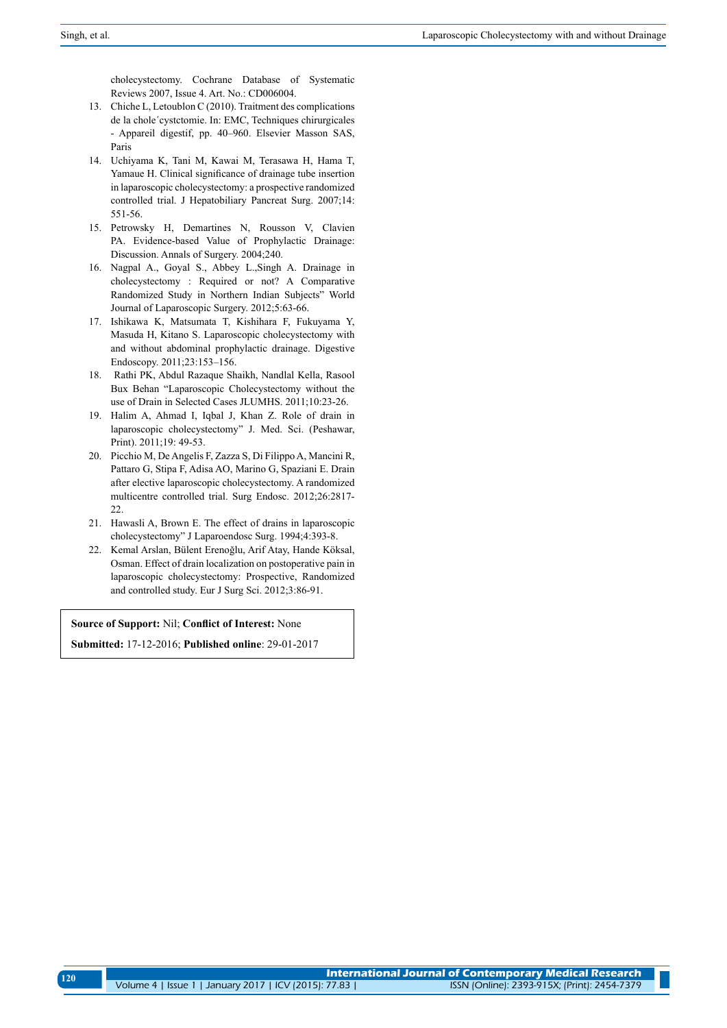cholecystectomy. Cochrane Database of Systematic Reviews 2007, Issue 4. Art. No.: CD006004.

13. Chiche L, Letoublon C (2010). Traitment des complications de la chole´cystctomie. In: EMC, Techniques chirurgicales - Appareil digestif, pp. 40–960. Elsevier Masson SAS, Paris
14. Uchiyama K, Tani M, Kawai M, Terasawa H, Hama T, Yamaue H. Clinical significance of drainage tube insertion in laparoscopic cholecystectomy: a prospective randomized controlled trial. J Hepatobiliary Pancreat Surg. 2007;14: 551-56.
15. Petrowsky H, Demartines N, Rousson V, Clavien PA. Evidence-based Value of Prophylactic Drainage: Discussion. Annals of Surgery. 2004;240.
16. Nagpal A., Goyal S., Abbey L.,Singh A. Drainage in cholecystectomy : Required or not? A Comparative Randomized Study in Northern Indian Subjects" World Journal of Laparoscopic Surgery. 2012;5:63-66.
17. Ishikawa K, Matsumata T, Kishihara F, Fukuyama Y, Masuda H, Kitano S. Laparoscopic cholecystectomy with and without abdominal prophylactic drainage. Digestive Endoscopy. 2011;23:153–156.
18. Rathi PK, Abdul Razaque Shaikh, Nandlal Kella, Rasool Bux Behan "Laparoscopic Cholecystectomy without the use of Drain in Selected Cases JLUMHS. 2011;10:23-26.
19. Halim A, Ahmad I, Iqbal J, Khan Z. Role of drain in laparoscopic cholecystectomy" J. Med. Sci. (Peshawar, Print). 2011;19: 49-53.
20. Picchio M, De Angelis F, Zazza S, Di Filippo A, Mancini R, Pattaro G, Stipa F, Adisa AO, Marino G, Spaziani E. Drain after elective laparoscopic cholecystectomy. A randomized multicentre controlled trial. Surg Endosc. 2012;26:2817-22.
21. Hawasli A, Brown E. The effect of drains in laparoscopic cholecystectomy" J Laparoendosc Surg. 1994;4:393-8.
22. Kemal Arslan, Bülent Erenoğlu, Arif Atay, Hande Köksal, Osman. Effect of drain localization on postoperative pain in laparoscopic cholecystectomy: Prospective, Randomized and controlled study. Eur J Surg Sci. 2012;3:86-91.

**Source of Support:** Nil; **Conflict of Interest:** None

**Submitted:** 17-12-2016; **Published online**: 29-01-2017